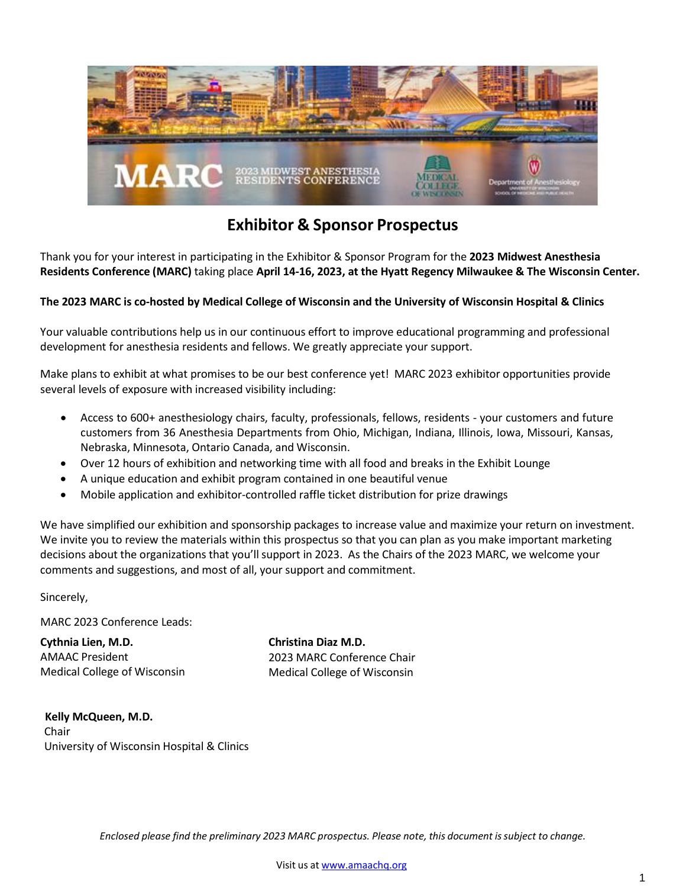# Exhibitor & Sponsor Prospectus

Thank you for your interest in participating in the Exhibitor & Sponsor Program for the **2023 Midwest Anesthesia Residents Conference (MARC)** taking place **April 14-16, 2023, at the Hyatt Regency Milwaukee & The Wisconsin Center.**

**The 2023 MARC is co-hosted by Medical College of Wisconsin and the University of Wisconsin Hospital & Clinics**

Your valuable contributions help us in our continuous effort to improve educational programming and professional development for anesthesia residents and fellows. We greatly appreciate your support.

Make plans to exhibit at what promises to be our best conference yet! MARC 2023 exhibitor opportunities provide several levels of exposure with increased visibility including:

- Access to 600+ anesthesiology chairs, faculty, professionals, fellows, residents - your customers and future customers from 36 Anesthesia Departments from Ohio, Michigan, Indiana, Illinois, Iowa, Missouri, Kansas, Nebraska, Minnesota, Ontario Canada, and Wisconsin.
- Over 12 hours of exhibition and networking time with all food and breaks in the Exhibit Lounge
- A unique education and exhibit program contained in one beautiful venue
- Mobile application and exhibitor-controlled raffle ticket distribution for prize drawings

We have simplified our exhibition and sponsorship packages to increase value and maximize your return on investment. We invite you to review the materials within this prospectus so that you can plan as you make important marketing decisions about the organizations that you'll support in 2023. As the Chairs of the 2023 MARC, we welcome your comments and suggestions, and most of all, your support and commitment.

Sincerely,

MARC 2023 Conference Leads:

**Cythnia Lien, M.D.**
AMAAC President
Medical College of Wisconsin

**Christina Diaz M.D.**
2023 MARC Conference Chair
Medical College of Wisconsin

**Kelly McQueen, M.D.**
Chair
University of Wisconsin Hospital & Clinics

*Enclosed please find the preliminary 2023 MARC prospectus. Please note, this document is subject to change.*

Visit us at [www.amaachq.org](http://www.amaachq.org)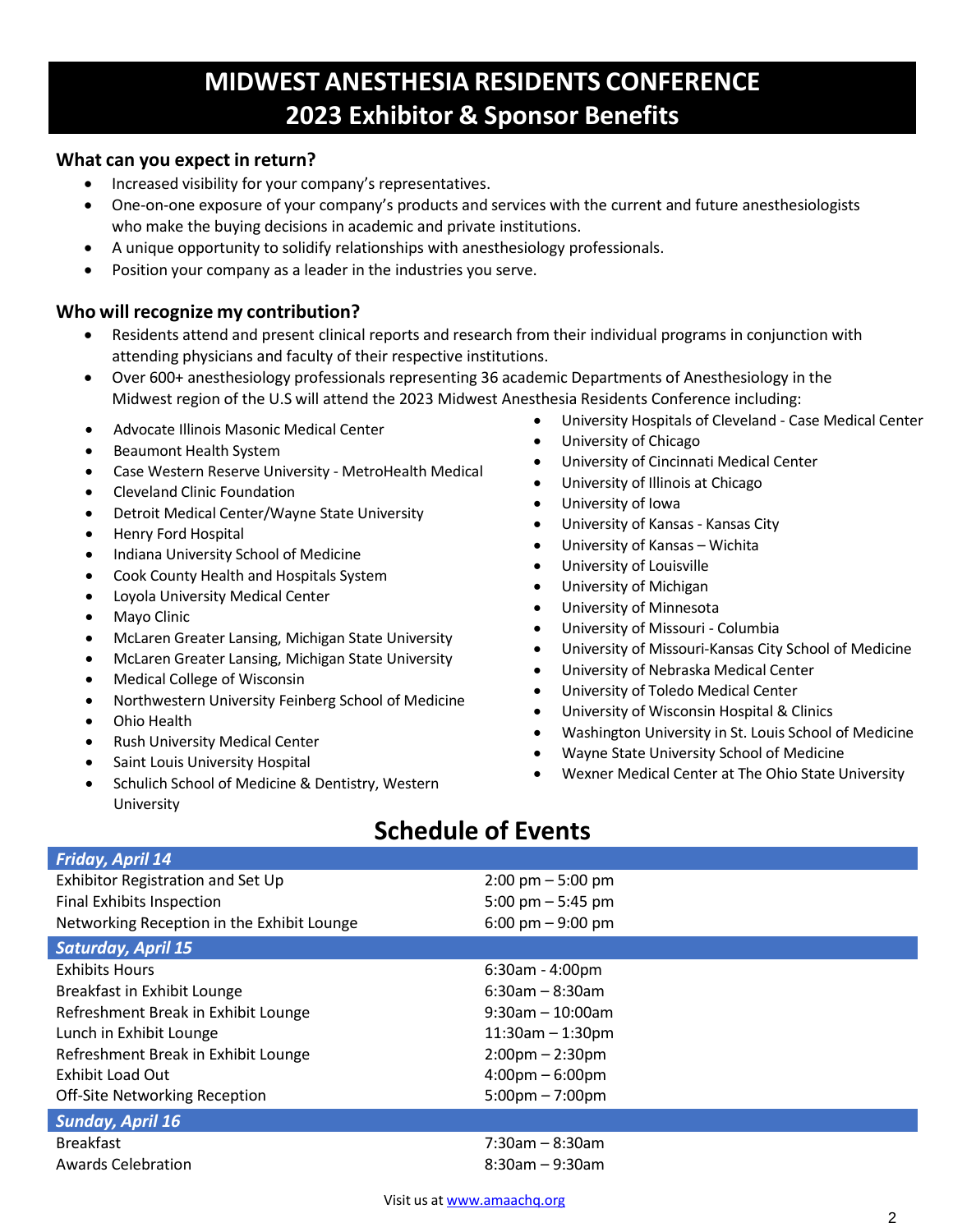# MIDWEST ANESTHESIA RESIDENTS CONFERENCE
# 2023 Exhibitor & Sponsor Benefits

### What can you expect in return?

- Increased visibility for your company's representatives.
- One-on-one exposure of your company's products and services with the current and future anesthesiologists who make the buying decisions in academic and private institutions.
- A unique opportunity to solidify relationships with anesthesiology professionals.
- Position your company as a leader in the industries you serve.

### Who will recognize my contribution?

- Residents attend and present clinical reports and research from their individual programs in conjunction with attending physicians and faculty of their respective institutions.
- Over 600+ anesthesiology professionals representing 36 academic Departments of Anesthesiology in the Midwest region of the U.S will attend the 2023 Midwest Anesthesia Residents Conference including:

- Advocate Illinois Masonic Medical Center
- Beaumont Health System
- Case Western Reserve University - MetroHealth Medical
- Cleveland Clinic Foundation
- Detroit Medical Center/Wayne State University
- Henry Ford Hospital
- Indiana University School of Medicine
- Cook County Health and Hospitals System
- Loyola University Medical Center
- Mayo Clinic
- McLaren Greater Lansing, Michigan State University
- McLaren Greater Lansing, Michigan State University
- Medical College of Wisconsin
- Northwestern University Feinberg School of Medicine
- Ohio Health
- Rush University Medical Center
- Saint Louis University Hospital
- Schulich School of Medicine & Dentistry, Western University
- University Hospitals of Cleveland - Case Medical Center
- University of Chicago
- University of Cincinnati Medical Center
- University of Illinois at Chicago
- University of Iowa
- University of Kansas - Kansas City
- University of Kansas – Wichita
- University of Louisville
- University of Michigan
- University of Minnesota
- University of Missouri - Columbia
- University of Missouri-Kansas City School of Medicine
- University of Nebraska Medical Center
- University of Toledo Medical Center
- University of Wisconsin Hospital & Clinics
- Washington University in St. Louis School of Medicine
- Wayne State University School of Medicine
- Wexner Medical Center at The Ohio State University

## Schedule of Events

| ***Friday, April 14*** | |
|---|---|
| Exhibitor Registration and Set Up | 2:00 pm – 5:00 pm |
| Final Exhibits Inspection | 5:00 pm – 5:45 pm |
| Networking Reception in the Exhibit Lounge | 6:00 pm – 9:00 pm |
| ***Saturday, April 15*** | |
| Exhibits Hours | 6:30am - 4:00pm |
| Breakfast in Exhibit Lounge | 6:30am – 8:30am |
| Refreshment Break in Exhibit Lounge | 9:30am – 10:00am |
| Lunch in Exhibit Lounge | 11:30am – 1:30pm |
| Refreshment Break in Exhibit Lounge | 2:00pm – 2:30pm |
| Exhibit Load Out | 4:00pm – 6:00pm |
| Off-Site Networking Reception | 5:00pm – 7:00pm |
| ***Sunday, April 16*** | |
| Breakfast | 7:30am – 8:30am |
| Awards Celebration | 8:30am – 9:30am |

Visit us at www.amaachq.org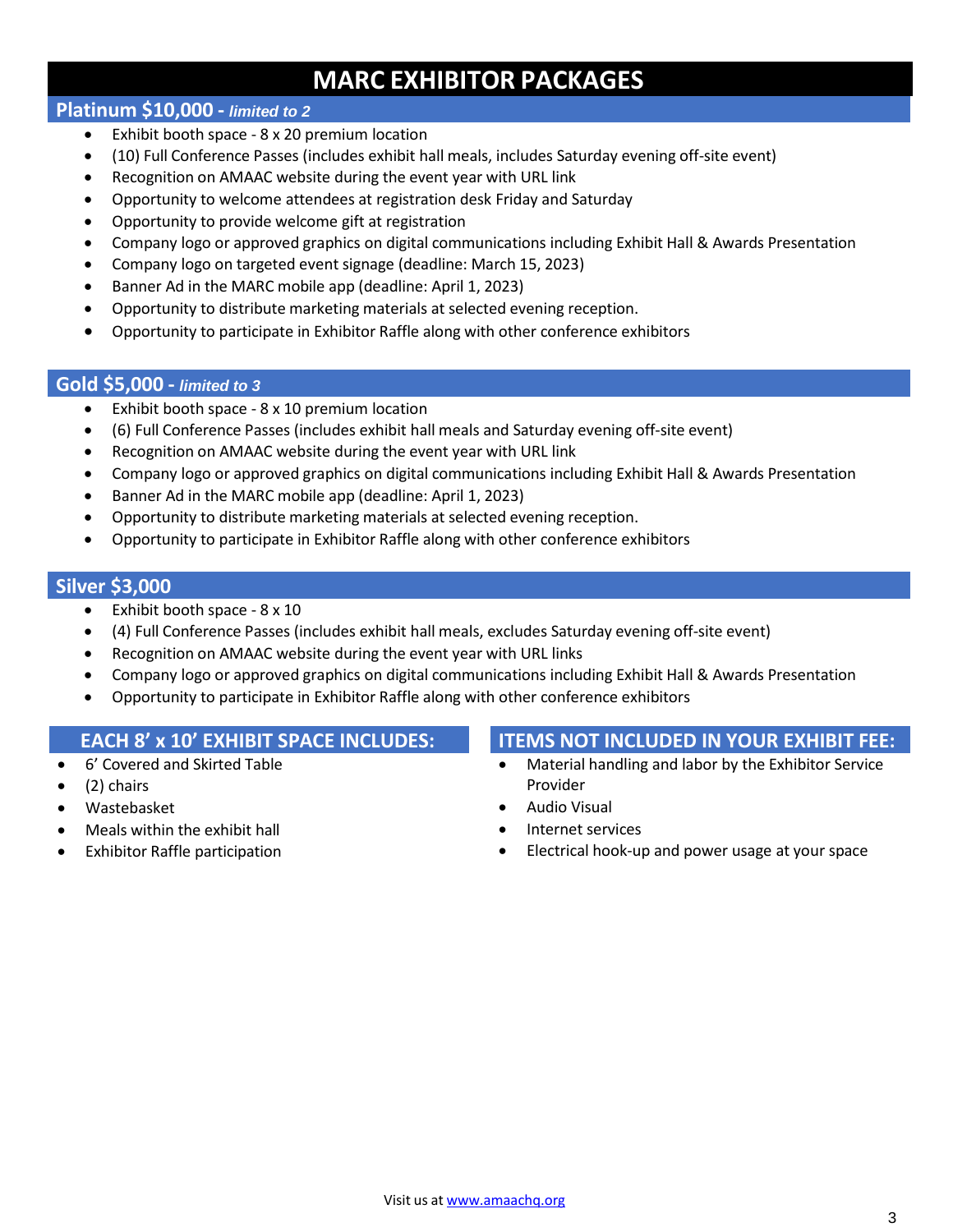# MARC EXHIBITOR PACKAGES

## Platinum $10,000 - *limited to 2*

- Exhibit booth space - 8 x 20 premium location
- (10) Full Conference Passes (includes exhibit hall meals, includes Saturday evening off-site event)
- Recognition on AMAAC website during the event year with URL link
- Opportunity to welcome attendees at registration desk Friday and Saturday
- Opportunity to provide welcome gift at registration
- Company logo or approved graphics on digital communications including Exhibit Hall & Awards Presentation
- Company logo on targeted event signage (deadline: March 15, 2023)
- Banner Ad in the MARC mobile app (deadline: April 1, 2023)
- Opportunity to distribute marketing materials at selected evening reception.
- Opportunity to participate in Exhibitor Raffle along with other conference exhibitors

## Gold $5,000 - *limited to 3*

- Exhibit booth space - 8 x 10 premium location
- (6) Full Conference Passes (includes exhibit hall meals and Saturday evening off-site event)
- Recognition on AMAAC website during the event year with URL link
- Company logo or approved graphics on digital communications including Exhibit Hall & Awards Presentation
- Banner Ad in the MARC mobile app (deadline: April 1, 2023)
- Opportunity to distribute marketing materials at selected evening reception.
- Opportunity to participate in Exhibitor Raffle along with other conference exhibitors

## Silver $3,000

- Exhibit booth space - 8 x 10
- (4) Full Conference Passes (includes exhibit hall meals, excludes Saturday evening off-site event)
- Recognition on AMAAC website during the event year with URL links
- Company logo or approved graphics on digital communications including Exhibit Hall & Awards Presentation
- Opportunity to participate in Exhibitor Raffle along with other conference exhibitors

## EACH 8' x 10' EXHIBIT SPACE INCLUDES:

- 6' Covered and Skirted Table
- (2) chairs
- Wastebasket
- Meals within the exhibit hall
- Exhibitor Raffle participation

## ITEMS NOT INCLUDED IN YOUR EXHIBIT FEE:

- Material handling and labor by the Exhibitor Service Provider
- Audio Visual
- Internet services
- Electrical hook-up and power usage at your space

Visit us at [www.amaachq.org](http://www.amaachq.org)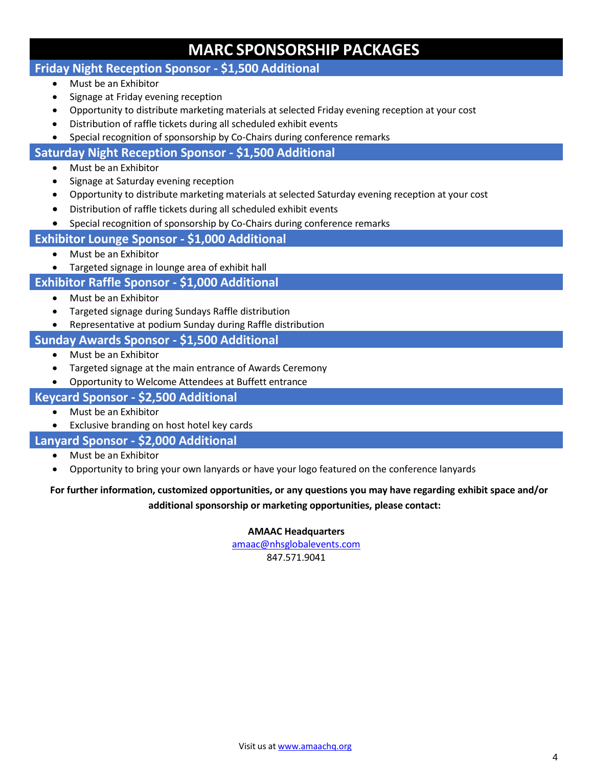# MARC SPONSORSHIP PACKAGES

## Friday Night Reception Sponsor - $1,500 Additional

- Must be an Exhibitor
- Signage at Friday evening reception
- Opportunity to distribute marketing materials at selected Friday evening reception at your cost
- Distribution of raffle tickets during all scheduled exhibit events
- Special recognition of sponsorship by Co-Chairs during conference remarks

## Saturday Night Reception Sponsor - $1,500 Additional

- Must be an Exhibitor
- Signage at Saturday evening reception
- Opportunity to distribute marketing materials at selected Saturday evening reception at your cost
- Distribution of raffle tickets during all scheduled exhibit events
- Special recognition of sponsorship by Co-Chairs during conference remarks

## Exhibitor Lounge Sponsor - $1,000 Additional

- Must be an Exhibitor
- Targeted signage in lounge area of exhibit hall

## Exhibitor Raffle Sponsor - $1,000 Additional

- Must be an Exhibitor
- Targeted signage during Sundays Raffle distribution
- Representative at podium Sunday during Raffle distribution

## Sunday Awards Sponsor - $1,500 Additional

- Must be an Exhibitor
- Targeted signage at the main entrance of Awards Ceremony
- Opportunity to Welcome Attendees at Buffett entrance

## Keycard Sponsor - $2,500 Additional

- Must be an Exhibitor
- Exclusive branding on host hotel key cards

## Lanyard Sponsor - $2,000 Additional

- Must be an Exhibitor
- Opportunity to bring your own lanyards or have your logo featured on the conference lanyards

**For further information, customized opportunities, or any questions you may have regarding exhibit space and/or additional sponsorship or marketing opportunities, please contact:**

**AMAAC Headquarters**
amaac@nhsglobalevents.com
847.571.9041

Visit us at www.amaachq.org